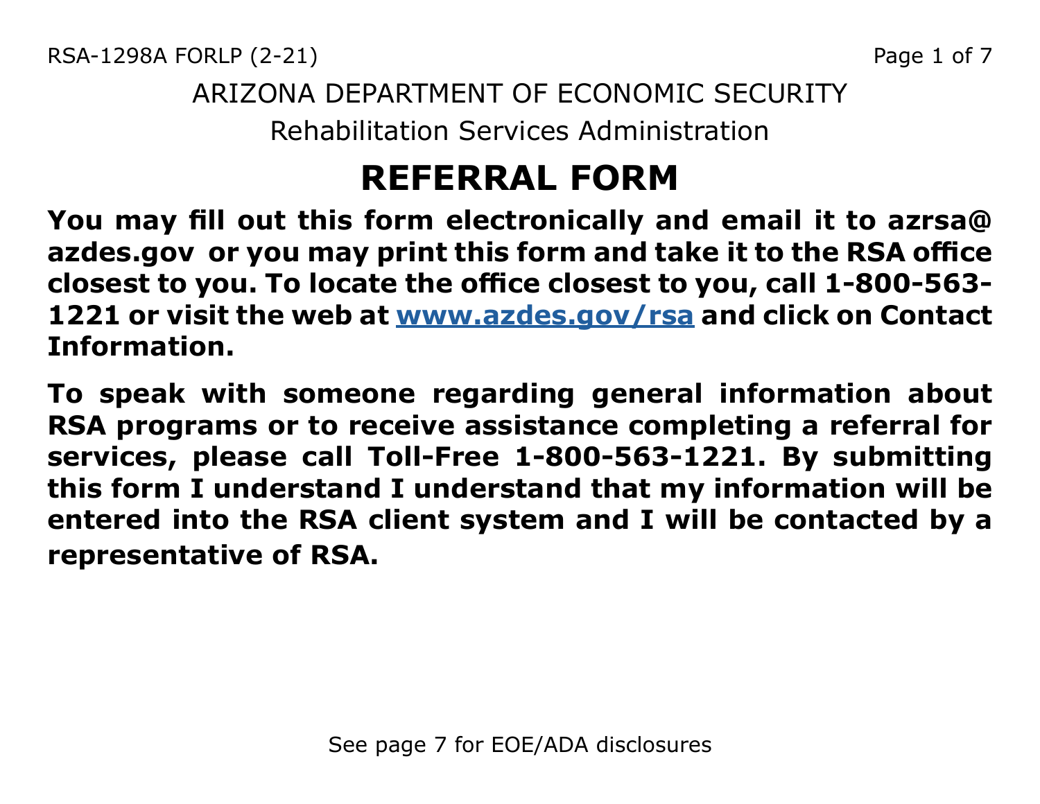ARIZONA DEPARTMENT OF ECONOMIC SECURITY

Rehabilitation Services Administration

# REFERRAL FORM

**You may fill out this form electronically and email it to azrsa@ azdes.gov or you may print this form and take it to the RSA office closest to you. To locate the office closest to you, call 1-800-563-1221 or visit the web at [www.azdes.gov/rsa](www.azdes.gov/rsa) and click on Contact Information.**

**To speak with someone regarding general information about RSA programs or to receive assistance completing a referral for services, please call Toll-Free 1-800-563-1221. By submitting this form I understand I understand that my information will be entered into the RSA client system and I will be contacted by a representative of RSA.**

See page 7 for EOE/ADA disclosures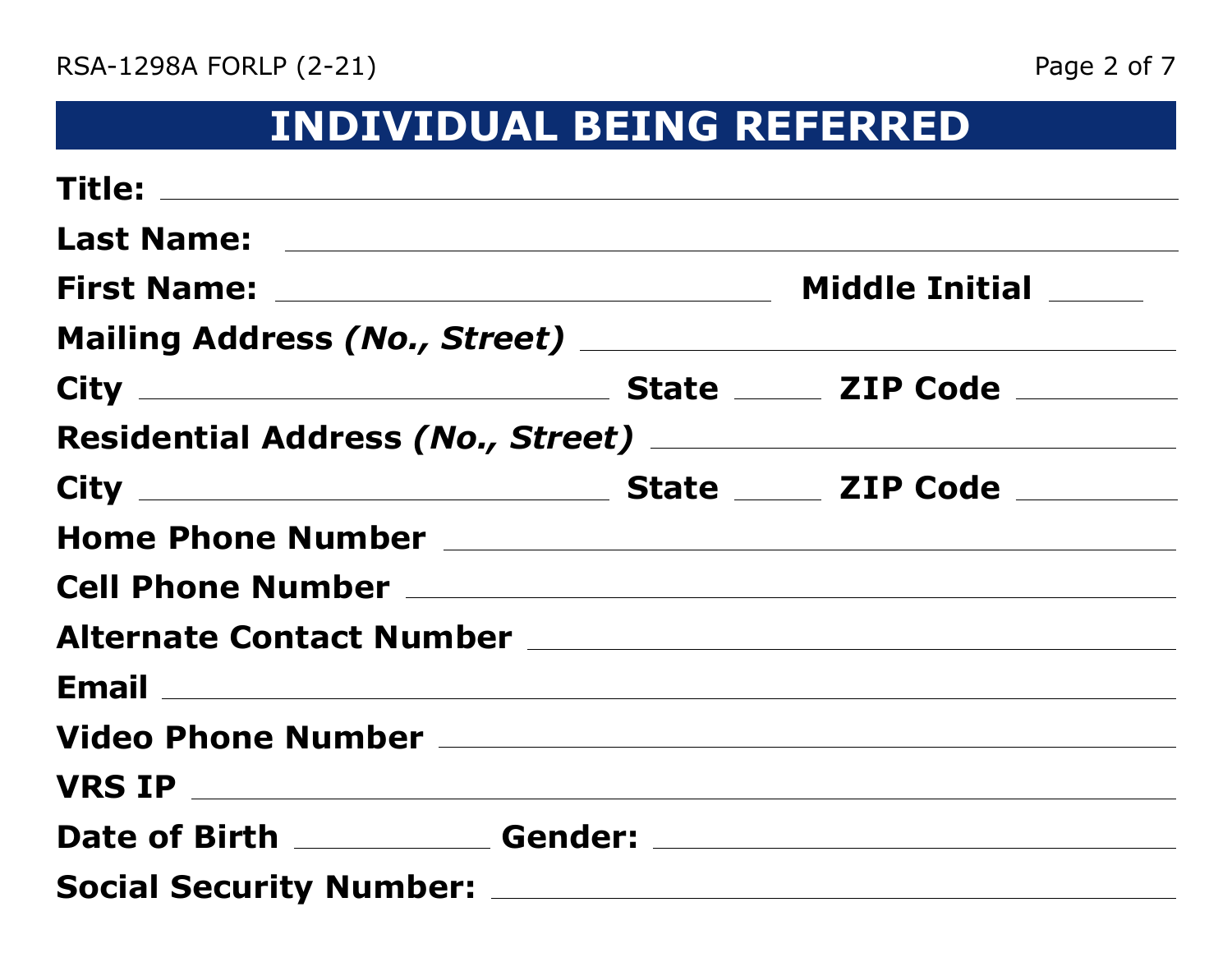## INDIVIDUAL BEING REFERRED

**Title:** ______________________________

**Last Name:** ______________________________

**First Name:** ______________________ **Middle Initial** _____

**Mailing Address** ***(No., Street)*** ______________________________

**City** ______________________ **State** _____ **ZIP Code** _________

**Residential Address** ***(No., Street)*** ______________________________

**City** ______________________ **State** _____ **ZIP Code** _________

**Home Phone Number** ______________________________

**Cell Phone Number** ______________________________

**Alternate Contact Number** ______________________________

**Email** ______________________________

**Video Phone Number** ______________________________

**VRS IP** ______________________________

**Date of Birth** ___________ **Gender:** ______________________________

**Social Security Number:** ______________________________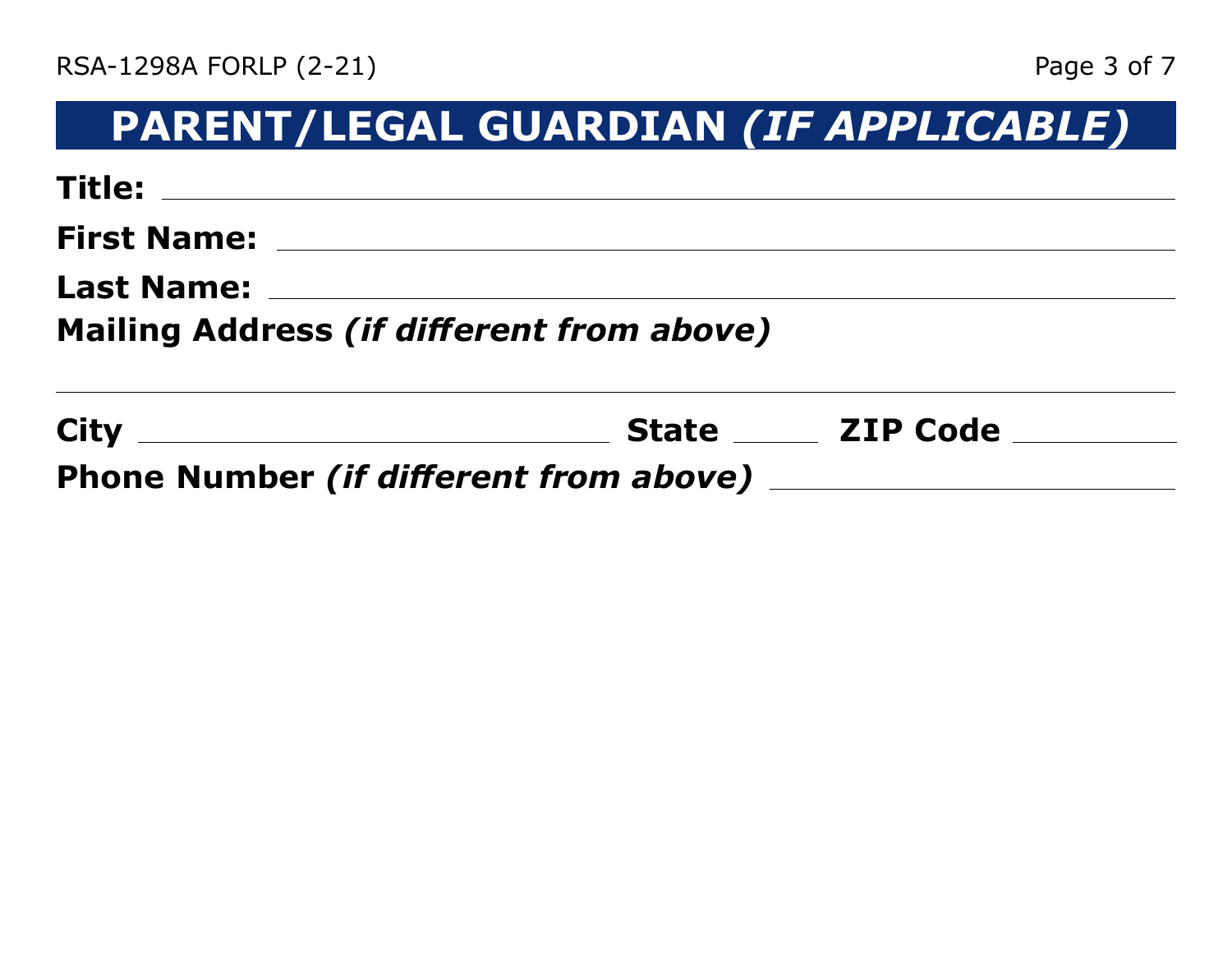## PARENT/LEGAL GUARDIAN *(IF APPLICABLE)*

**Title:** ______________________________

**First Name:** ______________________________

**Last Name:** ______________________________

**Mailing Address** ***(if different from above)***

______________________________

**City** ____________________ **State** ______ **ZIP Code** __________

**Phone Number** ***(if different from above)*** ____________________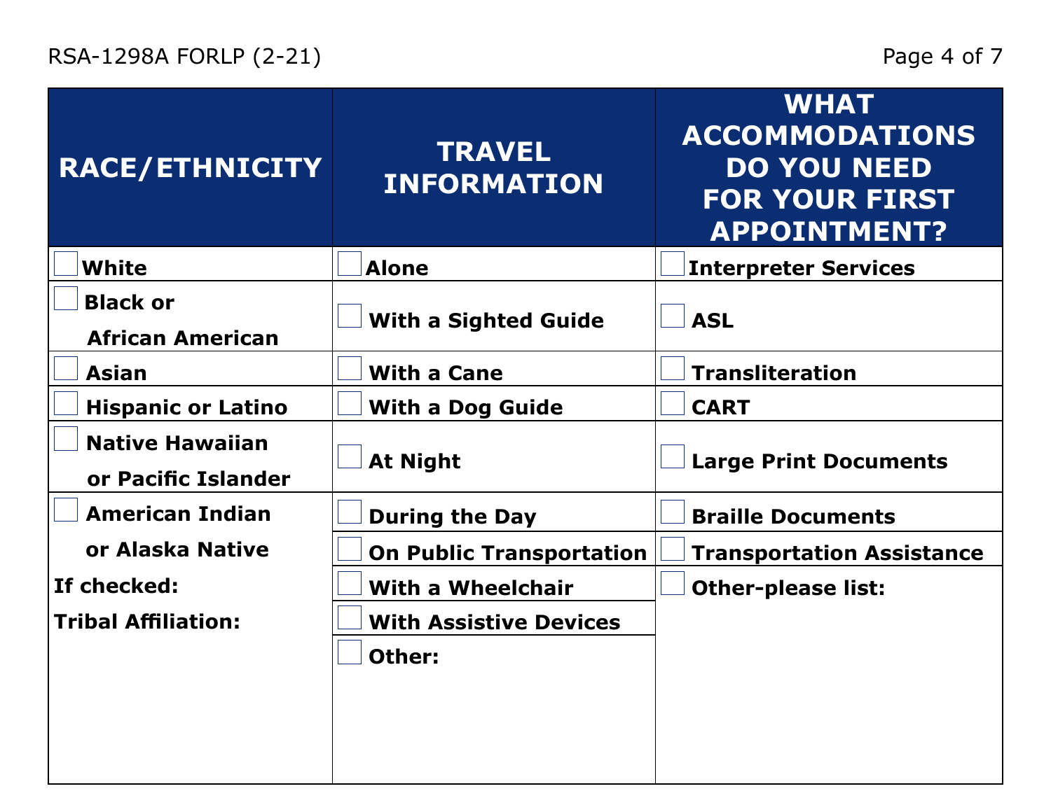| RACE/ETHNICITY | TRAVEL INFORMATION | WHAT ACCOMMODATIONS DO YOU NEED FOR YOUR FIRST APPOINTMENT? |
|---|---|---|
| ☐ White | ☐ Alone | ☐ Interpreter Services |
| ☐ Black or African American | ☐ With a Sighted Guide | ☐ ASL |
| ☐ Asian | ☐ With a Cane | ☐ Transliteration |
| ☐ Hispanic or Latino | ☐ With a Dog Guide | ☐ CART |
| ☐ Native Hawaiian or Pacific Islander | ☐ At Night | ☐ Large Print Documents |
| ☐ American Indian or Alaska Native<br>If checked:<br>Tribal Affiliation: | ☐ During the Day | ☐ Braille Documents |
| | ☐ On Public Transportation | ☐ Transportation Assistance |
| | ☐ With a Wheelchair | ☐ Other-please list: |
| | ☐ With Assistive Devices | |
| | ☐ Other: | |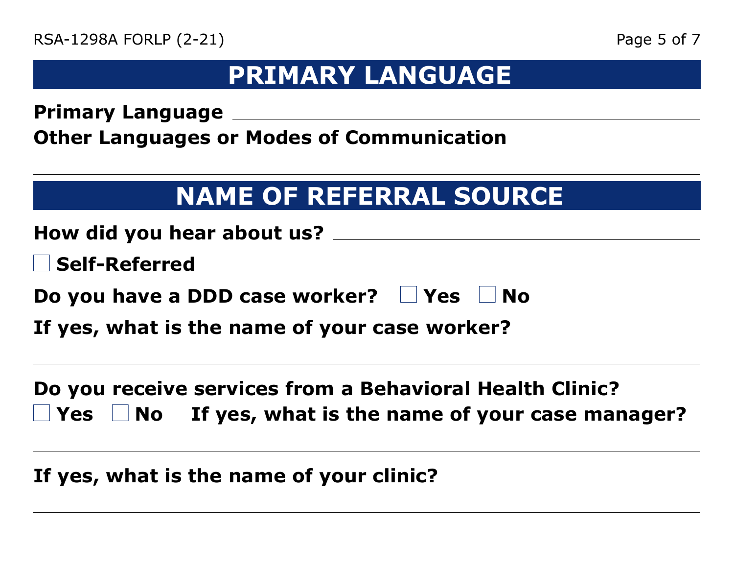## PRIMARY LANGUAGE

**Primary Language** ______________________________

**Other Languages or Modes of Communication**

______________________________

## NAME OF REFERRAL SOURCE

**How did you hear about us?** ______________________________

☐ **Self-Referred**

**Do you have a DDD case worker?** ☐ **Yes** ☐ **No**

**If yes, what is the name of your case worker?**

______________________________

**Do you receive services from a Behavioral Health Clinic?**
☐ **Yes** ☐ **No** **If yes, what is the name of your case manager?**

______________________________

**If yes, what is the name of your clinic?**

______________________________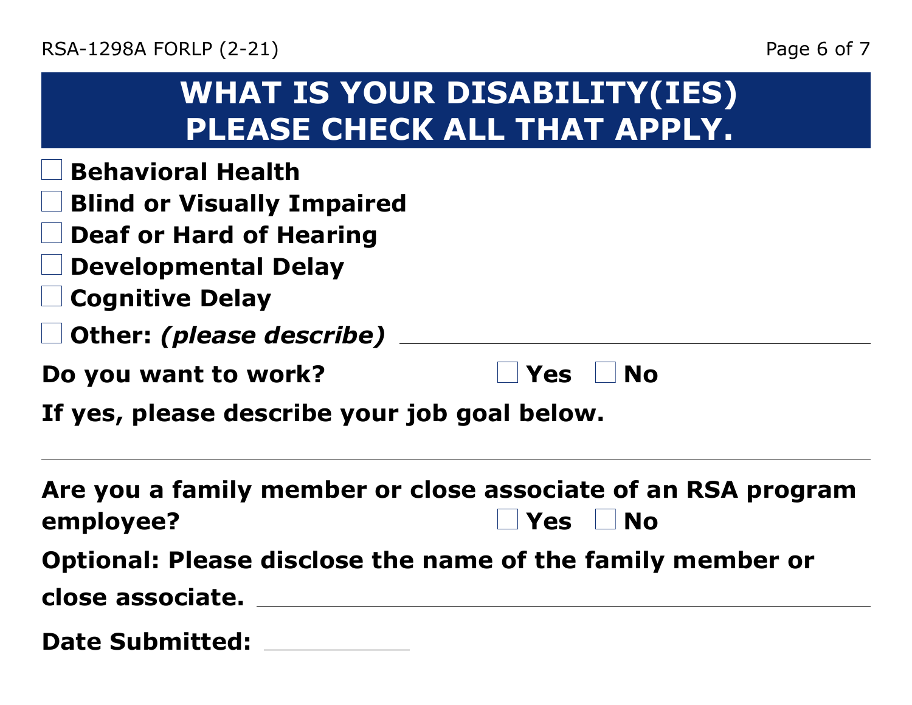# WHAT IS YOUR DISABILITY(IES) PLEASE CHECK ALL THAT APPLY.

- ☐ **Behavioral Health**
- ☐ **Blind or Visually Impaired**
- ☐ **Deaf or Hard of Hearing**
- ☐ **Developmental Delay**
- ☐ **Cognitive Delay**
- ☐ **Other:** ***(please describe)*** \_\_\_\_\_\_\_\_\_\_\_\_\_\_\_\_\_\_\_\_\_\_\_\_\_\_\_\_\_\_

**Do you want to work?** ☐ **Yes** ☐ **No**

**If yes, please describe your job goal below.**

\_\_\_\_\_\_\_\_\_\_\_\_\_\_\_\_\_\_\_\_\_\_\_\_\_\_\_\_\_\_\_\_\_\_\_\_\_\_\_\_\_\_\_\_\_\_\_\_\_\_\_\_\_\_\_\_

**Are you a family member or close associate of an RSA program employee?** ☐ **Yes** ☐ **No**

**Optional: Please disclose the name of the family member or close associate.** \_\_\_\_\_\_\_\_\_\_\_\_\_\_\_\_\_\_\_\_\_\_\_\_\_\_\_\_\_\_\_\_\_\_\_\_\_\_\_\_

**Date Submitted:** \_\_\_\_\_\_\_\_\_\_\_\_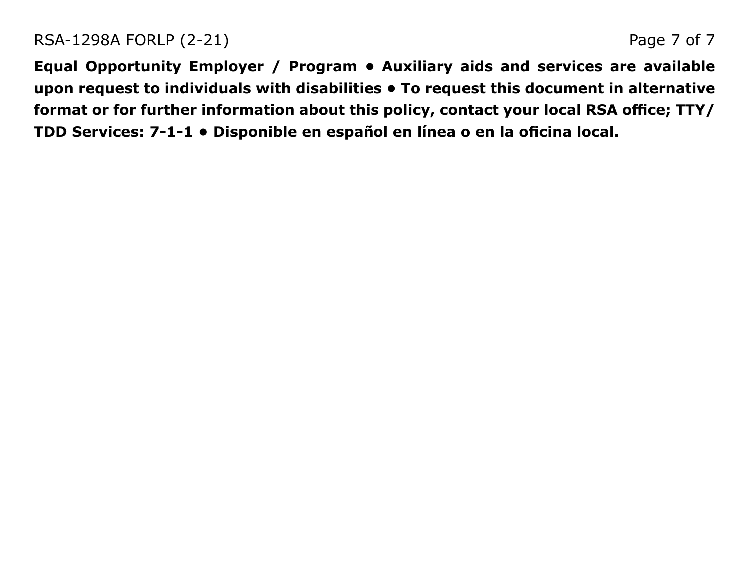**Equal Opportunity Employer / Program • Auxiliary aids and services are available upon request to individuals with disabilities • To request this document in alternative format or for further information about this policy, contact your local RSA office; TTY/TDD Services: 7-1-1 • Disponible en español en línea o en la oficina local.**